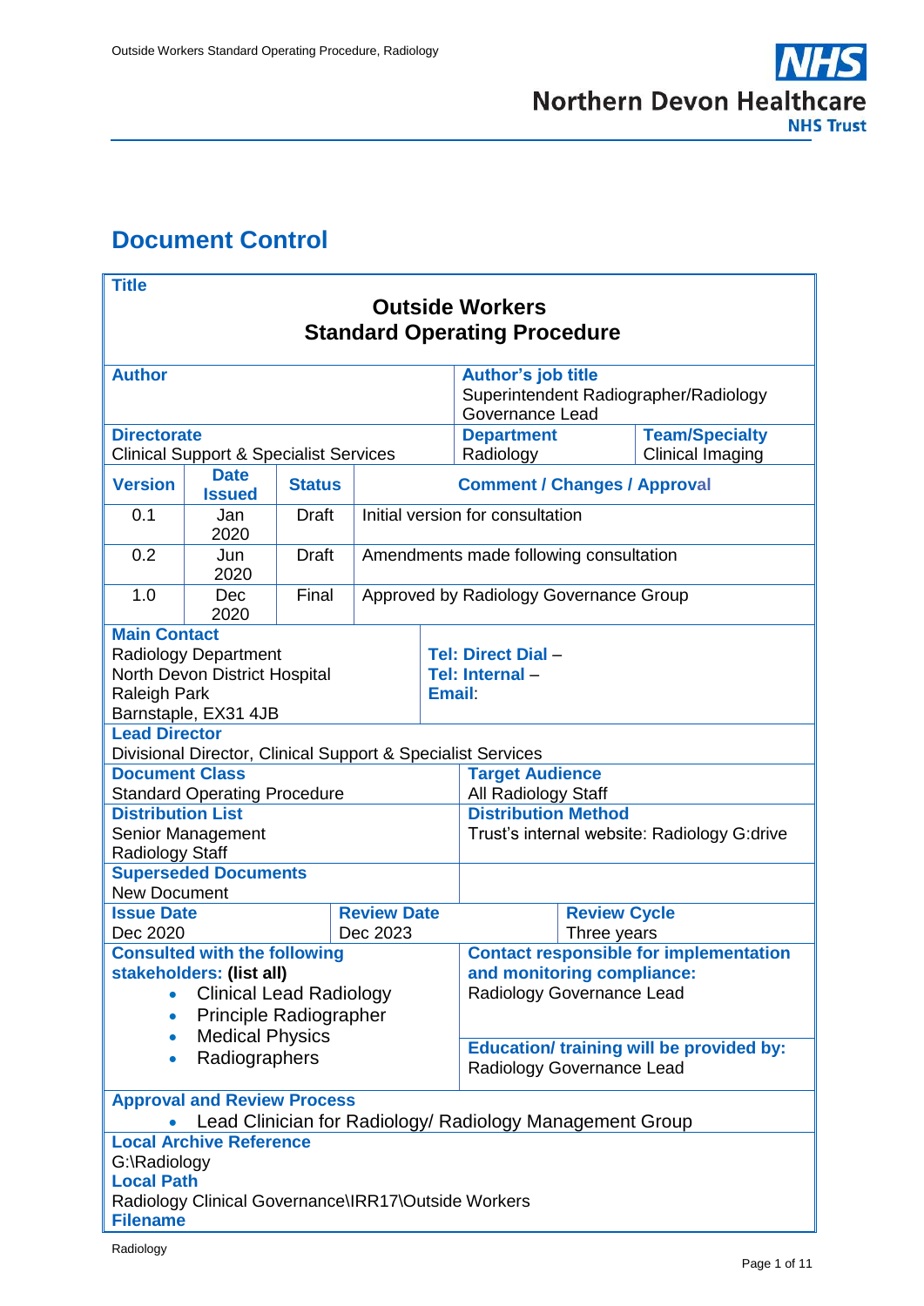# Document Control

| **Title** | | | |
|---|---|---|---|
| **Outside Workers Standard Operating Procedure** | | | |
| **Author** | | **Author's job title** Superintendent Radiographer/Radiology Governance Lead | |
| **Directorate** Clinical Support & Specialist Services | | **Department** Radiology | **Team/Specialty** Clinical Imaging |

| **Version** | **Date Issued** | **Status** | **Comment / Changes / Approval** |
|---|---|---|---|
| 0.1 | Jan 2020 | Draft | Initial version for consultation |
| 0.2 | Jun 2020 | Draft | Amendments made following consultation |
| 1.0 | Dec 2020 | Final | Approved by Radiology Governance Group |

| **Main Contact** Radiology Department North Devon District Hospital Raleigh Park Barnstaple, EX31 4JB | **Tel: Direct Dial** – **Tel: Internal** – **Email**: | |
|---|---|---|
| **Lead Director** Divisional Director, Clinical Support & Specialist Services | | |
| **Document Class** Standard Operating Procedure | **Target Audience** All Radiology Staff | |
| **Distribution List** Senior Management Radiology Staff | **Distribution Method** Trust's internal website: Radiology G:drive | |
| **Superseded Documents** New Document | | |
| **Issue Date** Dec 2020 | **Review Date** Dec 2023 | **Review Cycle** Three years |
| **Consulted with the following stakeholders: (list all)** • Clinical Lead Radiology • Principle Radiographer • Medical Physics • Radiographers | **Contact responsible for implementation and monitoring compliance:** Radiology Governance Lead **Education/ training will be provided by:** Radiology Governance Lead | |
| **Approval and Review Process** • Lead Clinician for Radiology/ Radiology Management Group | | |
| **Local Archive Reference** G:\Radiology **Local Path** Radiology Clinical Governance\IRR17\Outside Workers **Filename** | | |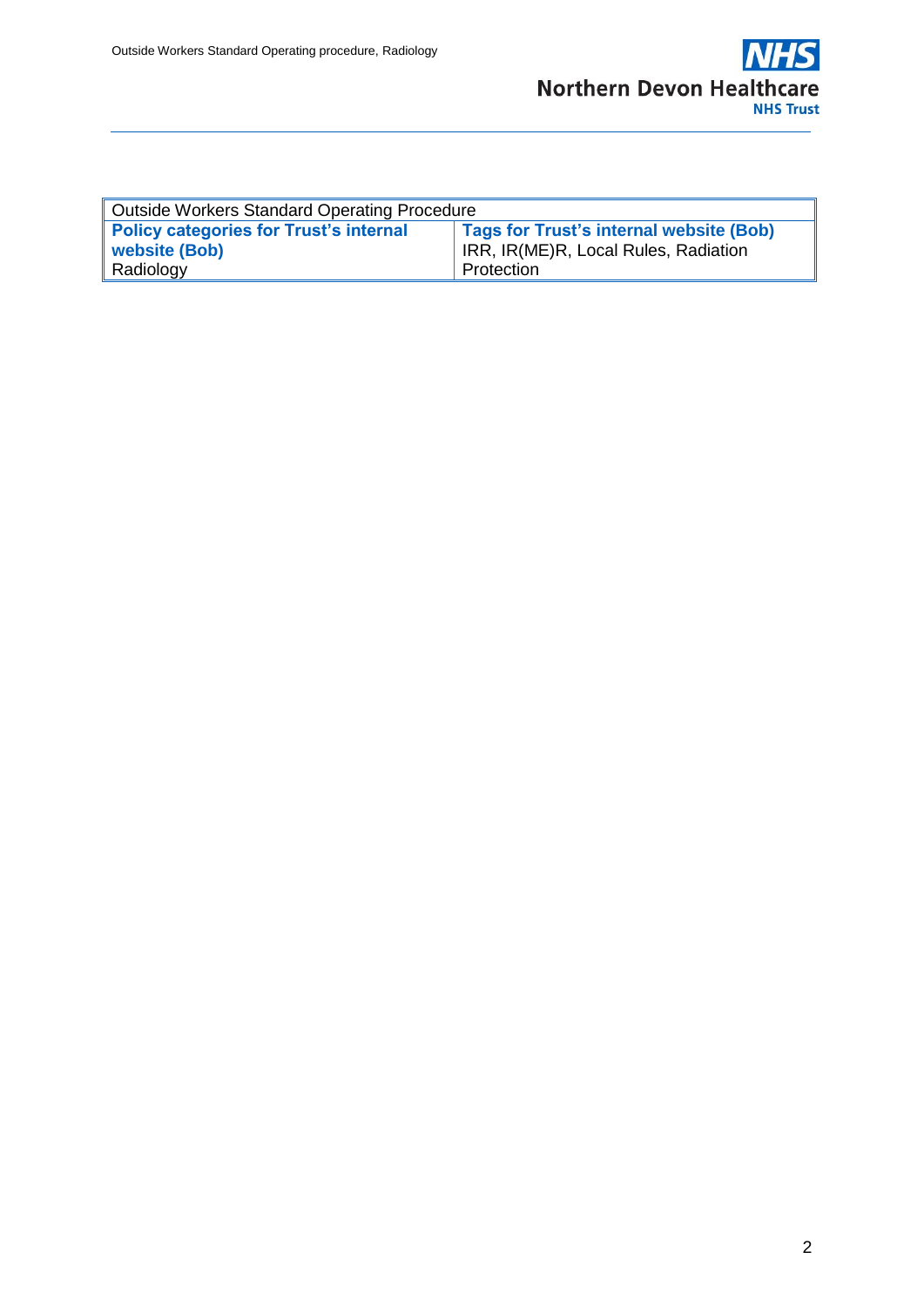| Outside Workers Standard Operating Procedure | |
|---|---|
| **Policy categories for Trust's internal website (Bob)**<br>Radiology | **Tags for Trust's internal website (Bob)**<br>IRR, IR(ME)R, Local Rules, Radiation Protection |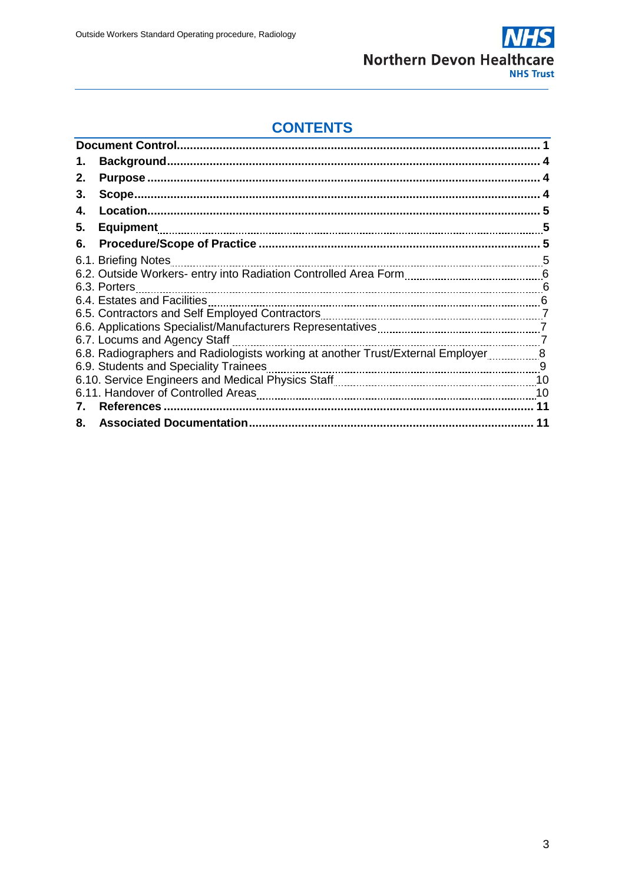# CONTENTS

**Document Control** .......... **1**

**1. Background** .......... **4**

**2. Purpose** .......... **4**

**3. Scope** .......... **4**

**4. Location** .......... **5**

**5. Equipment** .......... **5**

**6. Procedure/Scope of Practice** .......... **5**

6.1. Briefing Notes .......... 5

6.2. Outside Workers- entry into Radiation Controlled Area Form .......... 6

6.3. Porters .......... 6

6.4. Estates and Facilities .......... 6

6.5. Contractors and Self Employed Contractors .......... 7

6.6. Applications Specialist/Manufacturers Representatives .......... 7

6.7. Locums and Agency Staff .......... 7

6.8. Radiographers and Radiologists working at another Trust/External Employer .......... 8

6.9. Students and Speciality Trainees .......... 9

6.10. Service Engineers and Medical Physics Staff .......... 10

6.11. Handover of Controlled Areas .......... 10

**7. References** .......... **11**

**8. Associated Documentation** .......... **11**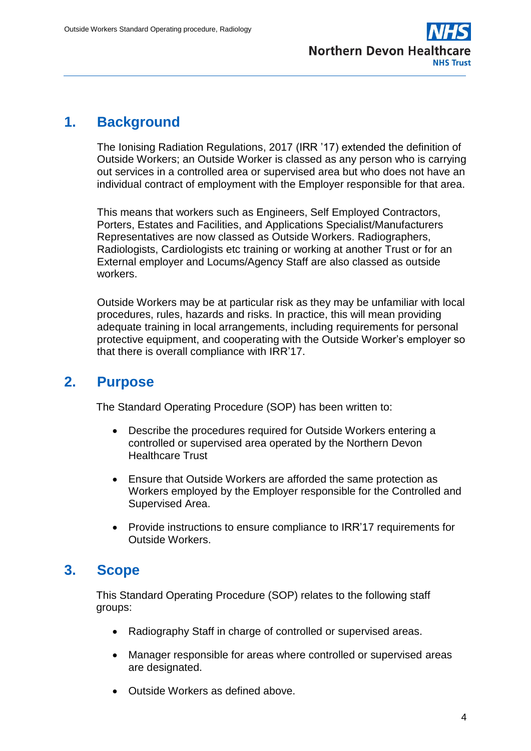## 1. Background

The Ionising Radiation Regulations, 2017 (IRR ’17) extended the definition of Outside Workers; an Outside Worker is classed as any person who is carrying out services in a controlled area or supervised area but who does not have an individual contract of employment with the Employer responsible for that area.

This means that workers such as Engineers, Self Employed Contractors, Porters, Estates and Facilities, and Applications Specialist/Manufacturers Representatives are now classed as Outside Workers. Radiographers, Radiologists, Cardiologists etc training or working at another Trust or for an External employer and Locums/Agency Staff are also classed as outside workers.

Outside Workers may be at particular risk as they may be unfamiliar with local procedures, rules, hazards and risks. In practice, this will mean providing adequate training in local arrangements, including requirements for personal protective equipment, and cooperating with the Outside Worker’s employer so that there is overall compliance with IRR’17.

## 2. Purpose

The Standard Operating Procedure (SOP) has been written to:

- Describe the procedures required for Outside Workers entering a controlled or supervised area operated by the Northern Devon Healthcare Trust
- Ensure that Outside Workers are afforded the same protection as Workers employed by the Employer responsible for the Controlled and Supervised Area.
- Provide instructions to ensure compliance to IRR’17 requirements for Outside Workers.

## 3. Scope

This Standard Operating Procedure (SOP) relates to the following staff groups:

- Radiography Staff in charge of controlled or supervised areas.
- Manager responsible for areas where controlled or supervised areas are designated.
- Outside Workers as defined above.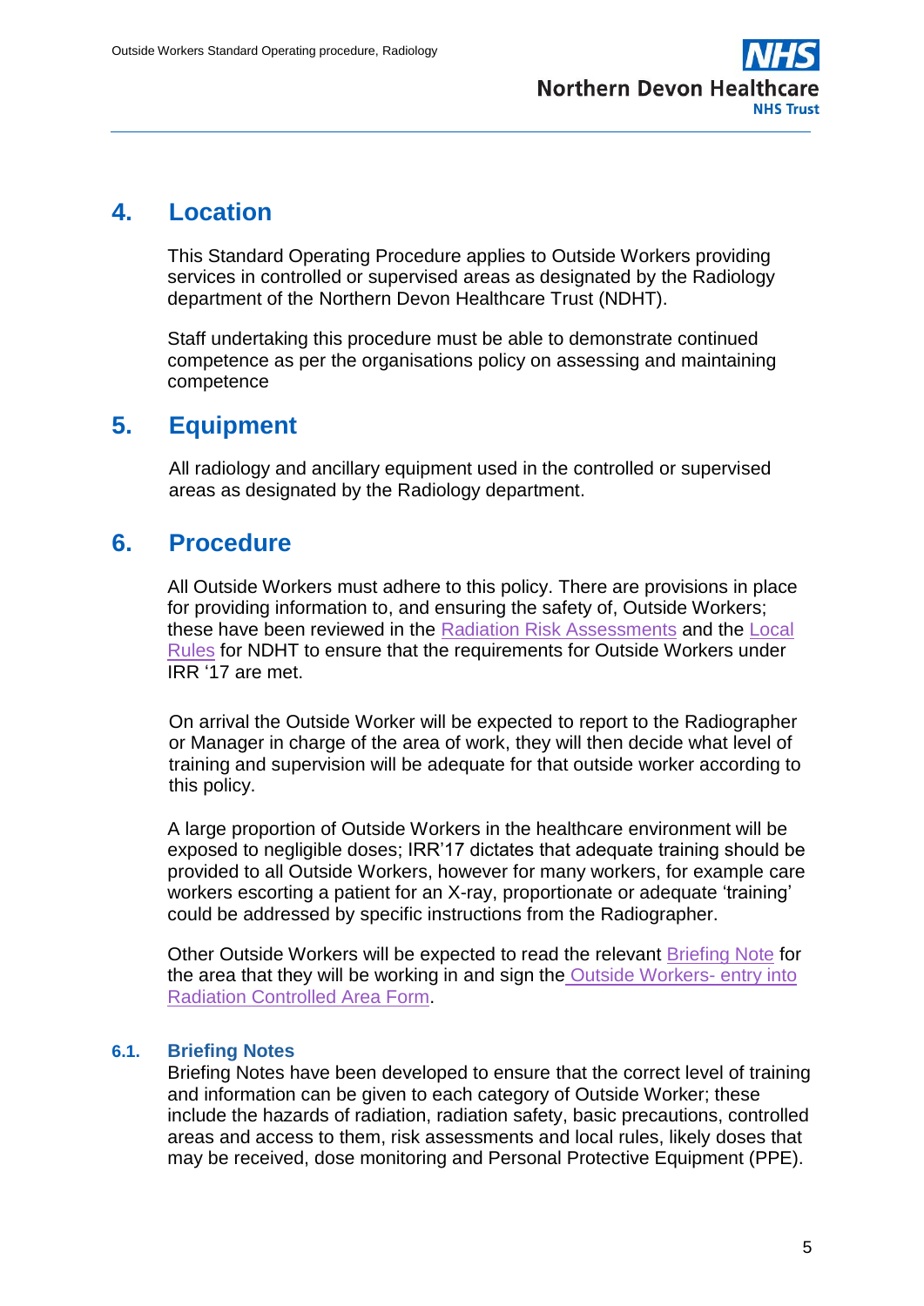## 4. Location

This Standard Operating Procedure applies to Outside Workers providing services in controlled or supervised areas as designated by the Radiology department of the Northern Devon Healthcare Trust (NDHT).

Staff undertaking this procedure must be able to demonstrate continued competence as per the organisations policy on assessing and maintaining competence

## 5. Equipment

All radiology and ancillary equipment used in the controlled or supervised areas as designated by the Radiology department.

## 6. Procedure

All Outside Workers must adhere to this policy. There are provisions in place for providing information to, and ensuring the safety of, Outside Workers; these have been reviewed in the Radiation Risk Assessments and the Local Rules for NDHT to ensure that the requirements for Outside Workers under IRR '17 are met.

On arrival the Outside Worker will be expected to report to the Radiographer or Manager in charge of the area of work, they will then decide what level of training and supervision will be adequate for that outside worker according to this policy.

A large proportion of Outside Workers in the healthcare environment will be exposed to negligible doses; IRR'17 dictates that adequate training should be provided to all Outside Workers, however for many workers, for example care workers escorting a patient for an X-ray, proportionate or adequate 'training' could be addressed by specific instructions from the Radiographer.

Other Outside Workers will be expected to read the relevant Briefing Note for the area that they will be working in and sign the Outside Workers- entry into Radiation Controlled Area Form.

### 6.1. Briefing Notes

Briefing Notes have been developed to ensure that the correct level of training and information can be given to each category of Outside Worker; these include the hazards of radiation, radiation safety, basic precautions, controlled areas and access to them, risk assessments and local rules, likely doses that may be received, dose monitoring and Personal Protective Equipment (PPE).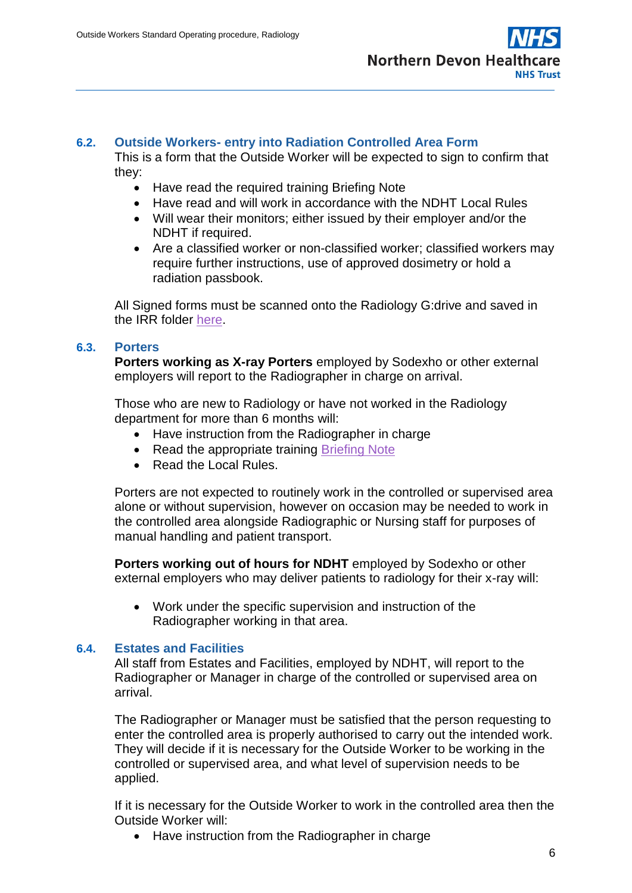### 6.2. Outside Workers- entry into Radiation Controlled Area Form

This is a form that the Outside Worker will be expected to sign to confirm that they:

- Have read the required training Briefing Note
- Have read and will work in accordance with the NDHT Local Rules
- Will wear their monitors; either issued by their employer and/or the NDHT if required.
- Are a classified worker or non-classified worker; classified workers may require further instructions, use of approved dosimetry or hold a radiation passbook.

All Signed forms must be scanned onto the Radiology G:drive and saved in the IRR folder here.

### 6.3. Porters

**Porters working as X-ray Porters** employed by Sodexho or other external employers will report to the Radiographer in charge on arrival.

Those who are new to Radiology or have not worked in the Radiology department for more than 6 months will:

- Have instruction from the Radiographer in charge
- Read the appropriate training Briefing Note
- Read the Local Rules.

Porters are not expected to routinely work in the controlled or supervised area alone or without supervision, however on occasion may be needed to work in the controlled area alongside Radiographic or Nursing staff for purposes of manual handling and patient transport.

**Porters working out of hours for NDHT** employed by Sodexho or other external employers who may deliver patients to radiology for their x-ray will:

- Work under the specific supervision and instruction of the Radiographer working in that area.

### 6.4. Estates and Facilities

All staff from Estates and Facilities, employed by NDHT, will report to the Radiographer or Manager in charge of the controlled or supervised area on arrival.

The Radiographer or Manager must be satisfied that the person requesting to enter the controlled area is properly authorised to carry out the intended work. They will decide if it is necessary for the Outside Worker to be working in the controlled or supervised area, and what level of supervision needs to be applied.

If it is necessary for the Outside Worker to work in the controlled area then the Outside Worker will:

- Have instruction from the Radiographer in charge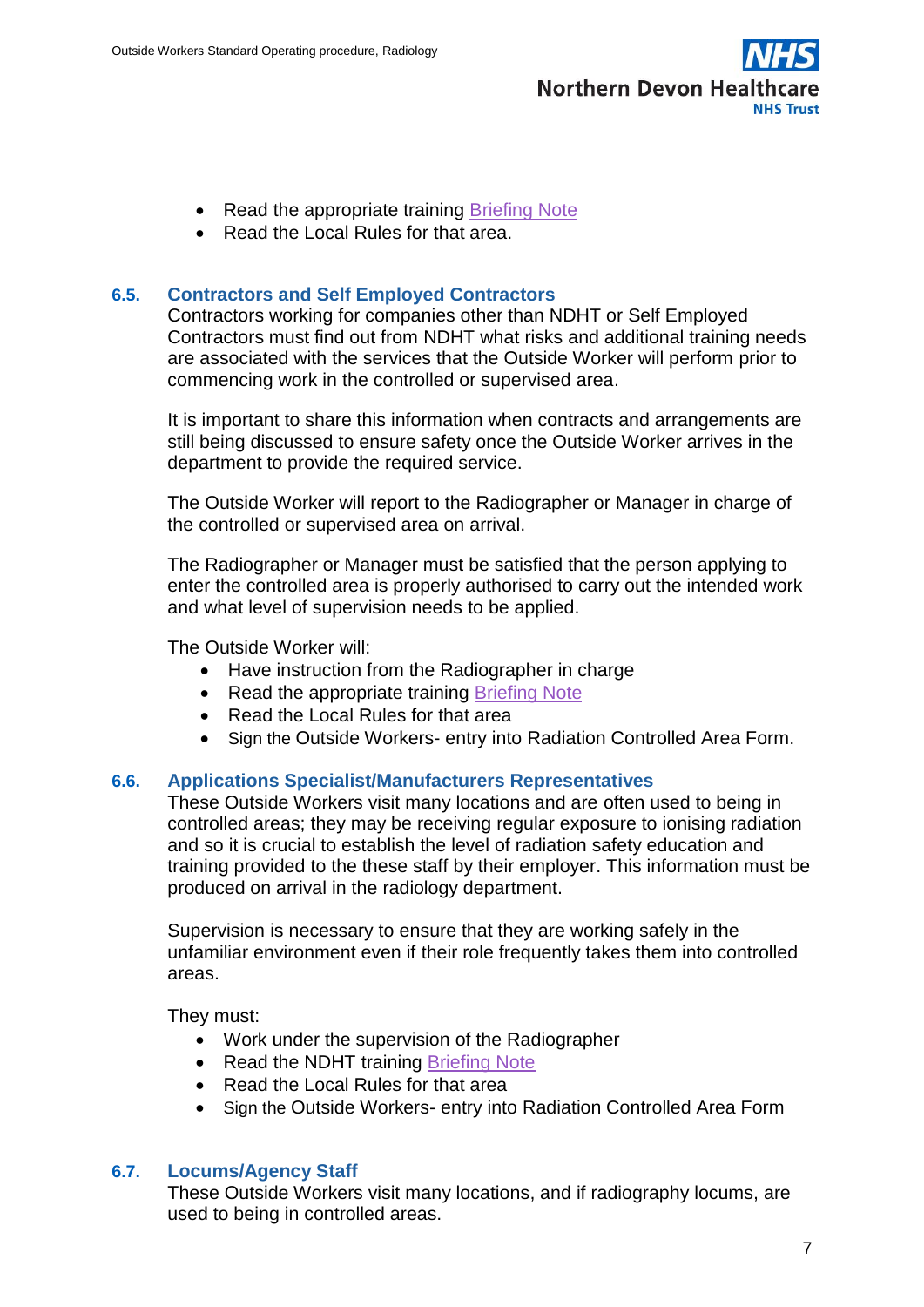- Read the appropriate training Briefing Note
- Read the Local Rules for that area.

### 6.5. Contractors and Self Employed Contractors

Contractors working for companies other than NDHT or Self Employed Contractors must find out from NDHT what risks and additional training needs are associated with the services that the Outside Worker will perform prior to commencing work in the controlled or supervised area.

It is important to share this information when contracts and arrangements are still being discussed to ensure safety once the Outside Worker arrives in the department to provide the required service.

The Outside Worker will report to the Radiographer or Manager in charge of the controlled or supervised area on arrival.

The Radiographer or Manager must be satisfied that the person applying to enter the controlled area is properly authorised to carry out the intended work and what level of supervision needs to be applied.

The Outside Worker will:

- Have instruction from the Radiographer in charge
- Read the appropriate training Briefing Note
- Read the Local Rules for that area
- Sign the Outside Workers- entry into Radiation Controlled Area Form.

### 6.6. Applications Specialist/Manufacturers Representatives

These Outside Workers visit many locations and are often used to being in controlled areas; they may be receiving regular exposure to ionising radiation and so it is crucial to establish the level of radiation safety education and training provided to the these staff by their employer. This information must be produced on arrival in the radiology department.

Supervision is necessary to ensure that they are working safely in the unfamiliar environment even if their role frequently takes them into controlled areas.

They must:

- Work under the supervision of the Radiographer
- Read the NDHT training Briefing Note
- Read the Local Rules for that area
- Sign the Outside Workers- entry into Radiation Controlled Area Form

### 6.7. Locums/Agency Staff

These Outside Workers visit many locations, and if radiography locums, are used to being in controlled areas.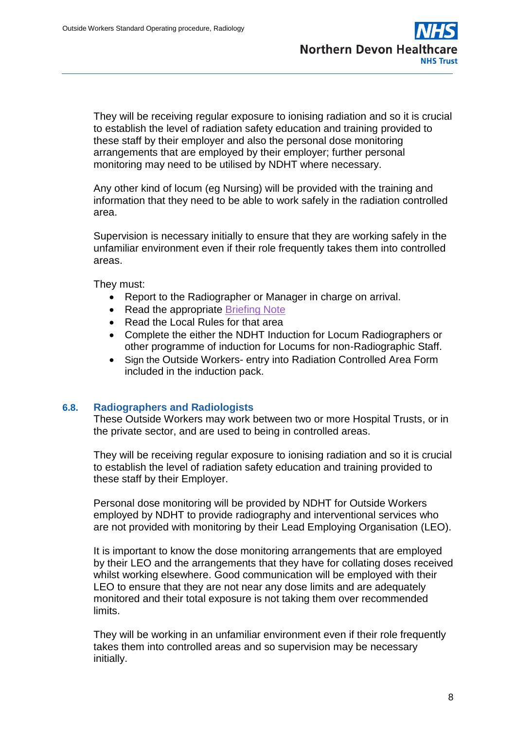They will be receiving regular exposure to ionising radiation and so it is crucial to establish the level of radiation safety education and training provided to these staff by their employer and also the personal dose monitoring arrangements that are employed by their employer; further personal monitoring may need to be utilised by NDHT where necessary.

Any other kind of locum (eg Nursing) will be provided with the training and information that they need to be able to work safely in the radiation controlled area.

Supervision is necessary initially to ensure that they are working safely in the unfamiliar environment even if their role frequently takes them into controlled areas.

They must:

- Report to the Radiographer or Manager in charge on arrival.
- Read the appropriate Briefing Note
- Read the Local Rules for that area
- Complete the either the NDHT Induction for Locum Radiographers or other programme of induction for Locums for non-Radiographic Staff.
- Sign the Outside Workers- entry into Radiation Controlled Area Form included in the induction pack.

### 6.8. Radiographers and Radiologists

These Outside Workers may work between two or more Hospital Trusts, or in the private sector, and are used to being in controlled areas.

They will be receiving regular exposure to ionising radiation and so it is crucial to establish the level of radiation safety education and training provided to these staff by their Employer.

Personal dose monitoring will be provided by NDHT for Outside Workers employed by NDHT to provide radiography and interventional services who are not provided with monitoring by their Lead Employing Organisation (LEO).

It is important to know the dose monitoring arrangements that are employed by their LEO and the arrangements that they have for collating doses received whilst working elsewhere. Good communication will be employed with their LEO to ensure that they are not near any dose limits and are adequately monitored and their total exposure is not taking them over recommended limits.

They will be working in an unfamiliar environment even if their role frequently takes them into controlled areas and so supervision may be necessary initially.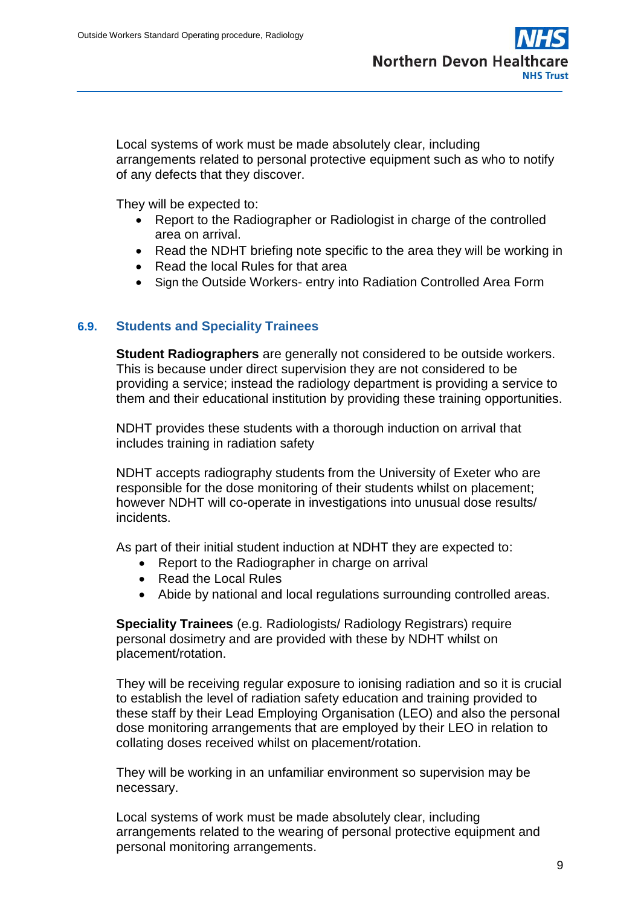Local systems of work must be made absolutely clear, including arrangements related to personal protective equipment such as who to notify of any defects that they discover.

They will be expected to:

- Report to the Radiographer or Radiologist in charge of the controlled area on arrival.
- Read the NDHT briefing note specific to the area they will be working in
- Read the local Rules for that area
- Sign the Outside Workers- entry into Radiation Controlled Area Form

### 6.9. Students and Speciality Trainees

**Student Radiographers** are generally not considered to be outside workers. This is because under direct supervision they are not considered to be providing a service; instead the radiology department is providing a service to them and their educational institution by providing these training opportunities.

NDHT provides these students with a thorough induction on arrival that includes training in radiation safety

NDHT accepts radiography students from the University of Exeter who are responsible for the dose monitoring of their students whilst on placement; however NDHT will co-operate in investigations into unusual dose results/ incidents.

As part of their initial student induction at NDHT they are expected to:

- Report to the Radiographer in charge on arrival
- Read the Local Rules
- Abide by national and local regulations surrounding controlled areas.

**Speciality Trainees** (e.g. Radiologists/ Radiology Registrars) require personal dosimetry and are provided with these by NDHT whilst on placement/rotation.

They will be receiving regular exposure to ionising radiation and so it is crucial to establish the level of radiation safety education and training provided to these staff by their Lead Employing Organisation (LEO) and also the personal dose monitoring arrangements that are employed by their LEO in relation to collating doses received whilst on placement/rotation.

They will be working in an unfamiliar environment so supervision may be necessary.

Local systems of work must be made absolutely clear, including arrangements related to the wearing of personal protective equipment and personal monitoring arrangements.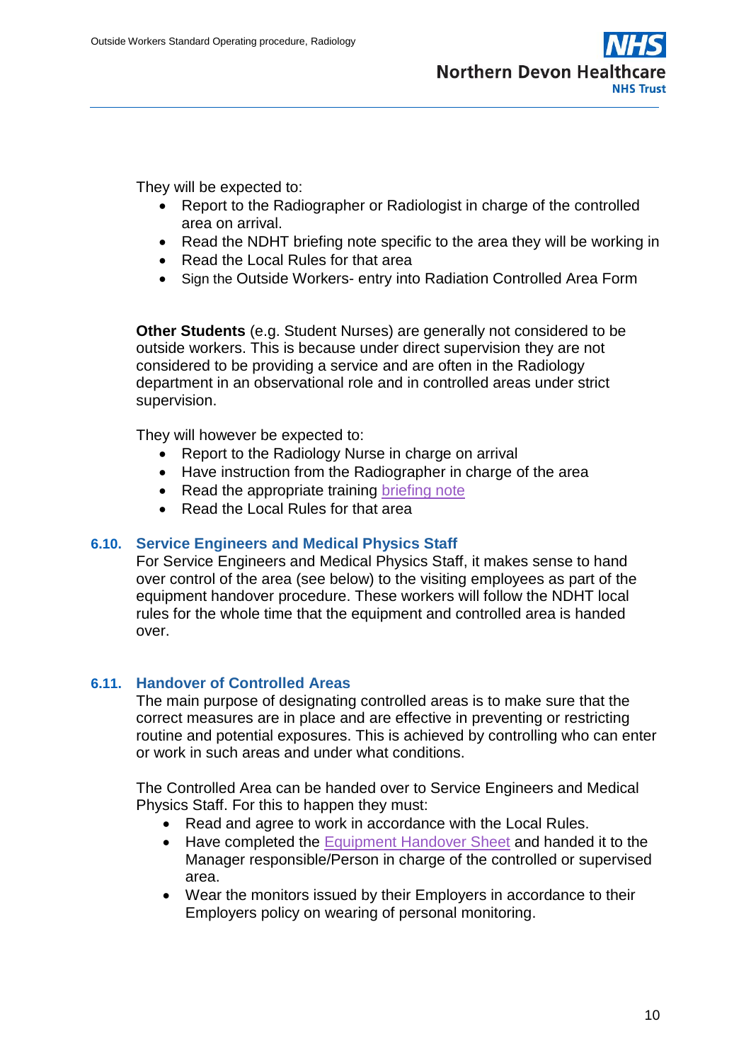They will be expected to:

- Report to the Radiographer or Radiologist in charge of the controlled area on arrival.
- Read the NDHT briefing note specific to the area they will be working in
- Read the Local Rules for that area
- Sign the Outside Workers- entry into Radiation Controlled Area Form

**Other Students** (e.g. Student Nurses) are generally not considered to be outside workers. This is because under direct supervision they are not considered to be providing a service and are often in the Radiology department in an observational role and in controlled areas under strict supervision.

They will however be expected to:

- Report to the Radiology Nurse in charge on arrival
- Have instruction from the Radiographer in charge of the area
- Read the appropriate training briefing note
- Read the Local Rules for that area

### 6.10. Service Engineers and Medical Physics Staff

For Service Engineers and Medical Physics Staff, it makes sense to hand over control of the area (see below) to the visiting employees as part of the equipment handover procedure. These workers will follow the NDHT local rules for the whole time that the equipment and controlled area is handed over.

### 6.11. Handover of Controlled Areas

The main purpose of designating controlled areas is to make sure that the correct measures are in place and are effective in preventing or restricting routine and potential exposures. This is achieved by controlling who can enter or work in such areas and under what conditions.

The Controlled Area can be handed over to Service Engineers and Medical Physics Staff. For this to happen they must:

- Read and agree to work in accordance with the Local Rules.
- Have completed the Equipment Handover Sheet and handed it to the Manager responsible/Person in charge of the controlled or supervised area.
- Wear the monitors issued by their Employers in accordance to their Employers policy on wearing of personal monitoring.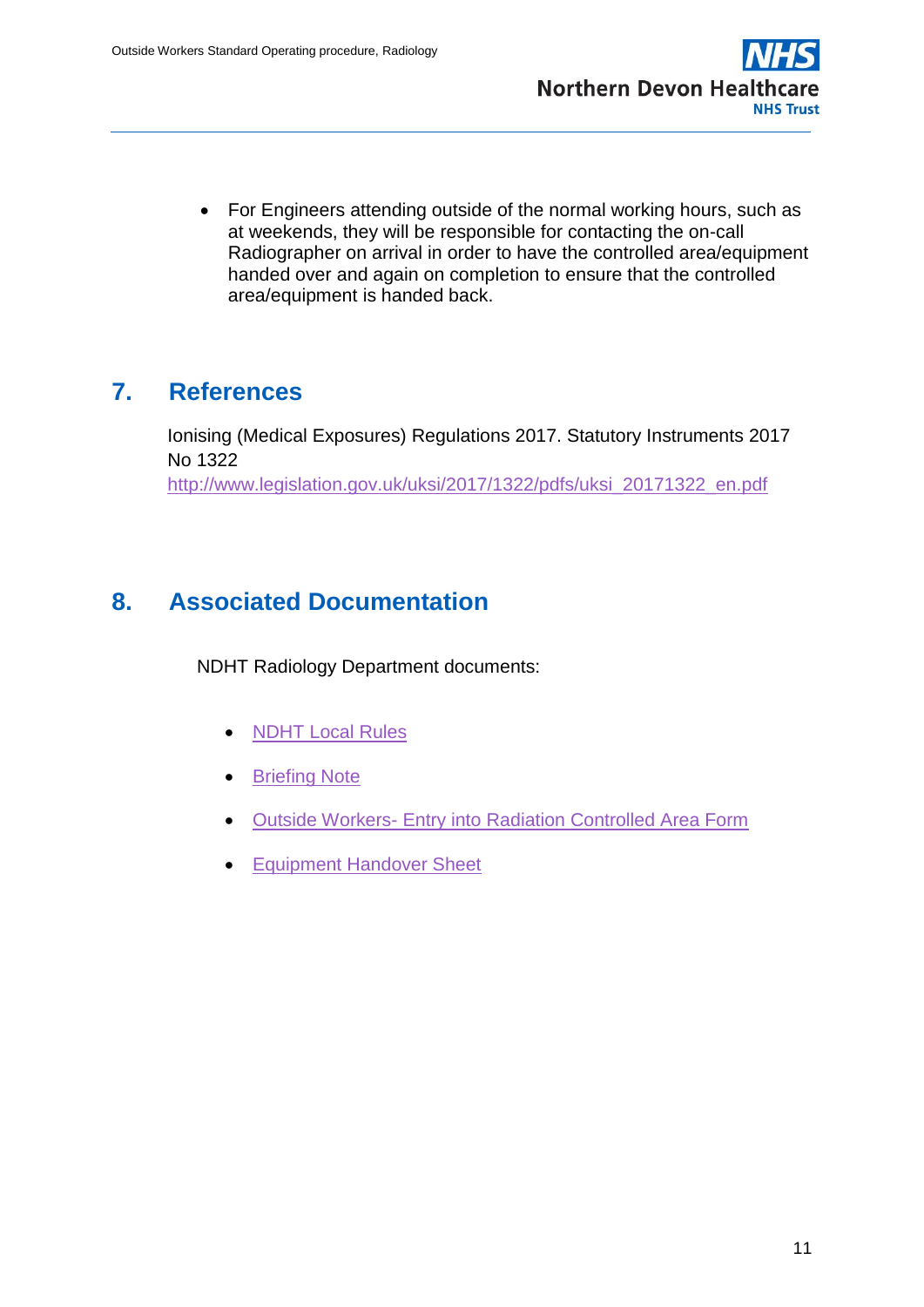- For Engineers attending outside of the normal working hours, such as at weekends, they will be responsible for contacting the on-call Radiographer on arrival in order to have the controlled area/equipment handed over and again on completion to ensure that the controlled area/equipment is handed back.

## 7. References

Ionising (Medical Exposures) Regulations 2017. Statutory Instruments 2017 No 1322
http://www.legislation.gov.uk/uksi/2017/1322/pdfs/uksi_20171322_en.pdf

## 8. Associated Documentation

NDHT Radiology Department documents:

- NDHT Local Rules
- Briefing Note
- Outside Workers- Entry into Radiation Controlled Area Form
- Equipment Handover Sheet